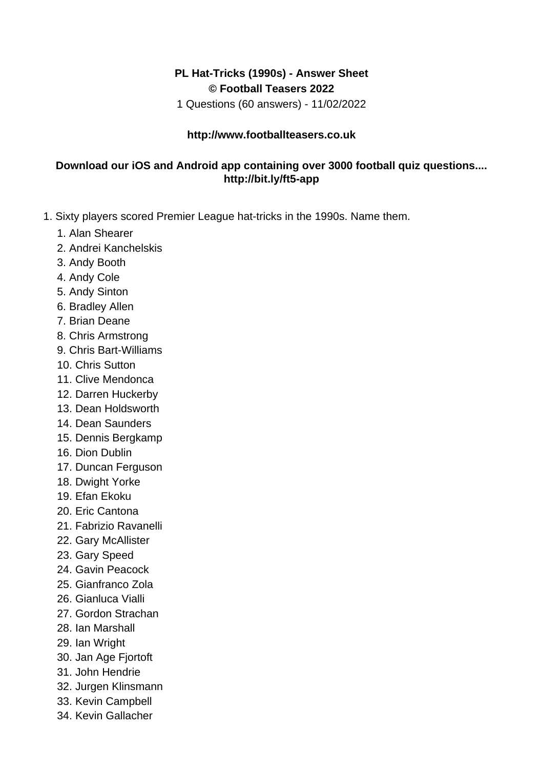**PL Hat-Tricks (1990s) - Answer Sheet**
**© Football Teasers 2022**
1 Questions (60 answers) - 11/02/2022

**http://www.footballteasers.co.uk**

**Download our iOS and Android app containing over 3000 football quiz questions.... http://bit.ly/ft5-app**

1. Sixty players scored Premier League hat-tricks in the 1990s. Name them.
    1. Alan Shearer
    2. Andrei Kanchelskis
    3. Andy Booth
    4. Andy Cole
    5. Andy Sinton
    6. Bradley Allen
    7. Brian Deane
    8. Chris Armstrong
    9. Chris Bart-Williams
    10. Chris Sutton
    11. Clive Mendonca
    12. Darren Huckerby
    13. Dean Holdsworth
    14. Dean Saunders
    15. Dennis Bergkamp
    16. Dion Dublin
    17. Duncan Ferguson
    18. Dwight Yorke
    19. Efan Ekoku
    20. Eric Cantona
    21. Fabrizio Ravanelli
    22. Gary McAllister
    23. Gary Speed
    24. Gavin Peacock
    25. Gianfranco Zola
    26. Gianluca Vialli
    27. Gordon Strachan
    28. Ian Marshall
    29. Ian Wright
    30. Jan Age Fjortoft
    31. John Hendrie
    32. Jurgen Klinsmann
    33. Kevin Campbell
    34. Kevin Gallacher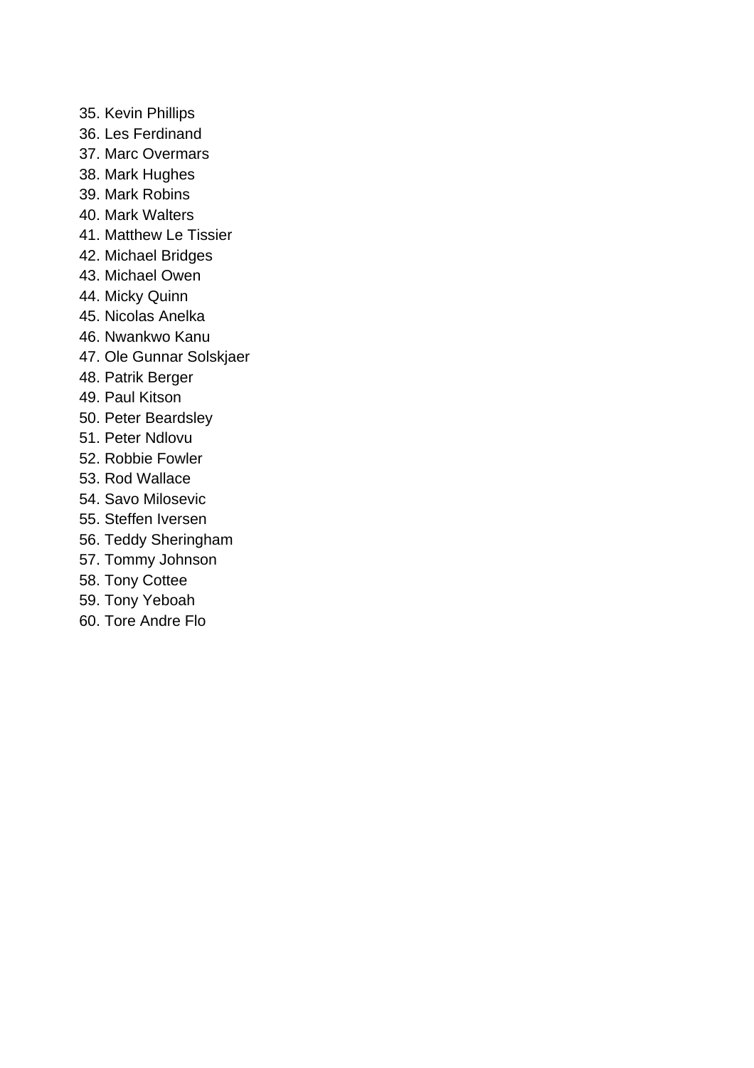35. Kevin Phillips
36. Les Ferdinand
37. Marc Overmars
38. Mark Hughes
39. Mark Robins
40. Mark Walters
41. Matthew Le Tissier
42. Michael Bridges
43. Michael Owen
44. Micky Quinn
45. Nicolas Anelka
46. Nwankwo Kanu
47. Ole Gunnar Solskjaer
48. Patrik Berger
49. Paul Kitson
50. Peter Beardsley
51. Peter Ndlovu
52. Robbie Fowler
53. Rod Wallace
54. Savo Milosevic
55. Steffen Iversen
56. Teddy Sheringham
57. Tommy Johnson
58. Tony Cottee
59. Tony Yeboah
60. Tore Andre Flo